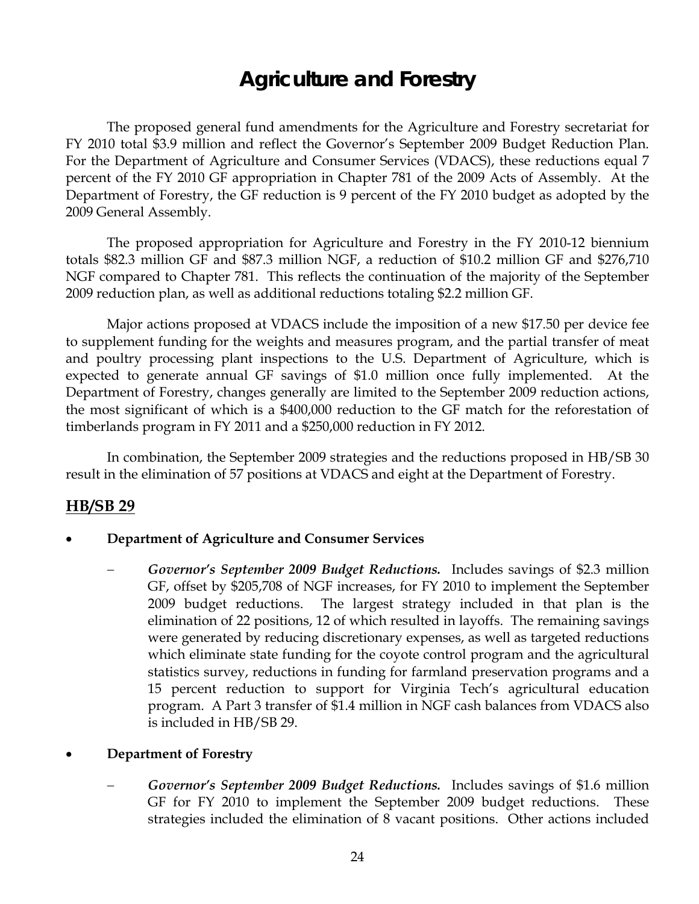# Agriculture and Forestry

The proposed general fund amendments for the Agriculture and Forestry secretariat for FY 2010 total $3.9 million and reflect the Governor's September 2009 Budget Reduction Plan. For the Department of Agriculture and Consumer Services (VDACS), these reductions equal 7 percent of the FY 2010 GF appropriation in Chapter 781 of the 2009 Acts of Assembly. At the Department of Forestry, the GF reduction is 9 percent of the FY 2010 budget as adopted by the 2009 General Assembly.

The proposed appropriation for Agriculture and Forestry in the FY 2010-12 biennium totals $82.3 million GF and $87.3 million NGF, a reduction of $10.2 million GF and $276,710 NGF compared to Chapter 781. This reflects the continuation of the majority of the September 2009 reduction plan, as well as additional reductions totaling $2.2 million GF.

Major actions proposed at VDACS include the imposition of a new $17.50 per device fee to supplement funding for the weights and measures program, and the partial transfer of meat and poultry processing plant inspections to the U.S. Department of Agriculture, which is expected to generate annual GF savings of $1.0 million once fully implemented. At the Department of Forestry, changes generally are limited to the September 2009 reduction actions, the most significant of which is a $400,000 reduction to the GF match for the reforestation of timberlands program in FY 2011 and a $250,000 reduction in FY 2012.

In combination, the September 2009 strategies and the reductions proposed in HB/SB 30 result in the elimination of 57 positions at VDACS and eight at the Department of Forestry.

## HB/SB 29

- **Department of Agriculture and Consumer Services**
  - ***Governor's September 2009 Budget Reductions.*** Includes savings of $2.3 million GF, offset by $205,708 of NGF increases, for FY 2010 to implement the September 2009 budget reductions. The largest strategy included in that plan is the elimination of 22 positions, 12 of which resulted in layoffs. The remaining savings were generated by reducing discretionary expenses, as well as targeted reductions which eliminate state funding for the coyote control program and the agricultural statistics survey, reductions in funding for farmland preservation programs and a 15 percent reduction to support for Virginia Tech's agricultural education program. A Part 3 transfer of $1.4 million in NGF cash balances from VDACS also is included in HB/SB 29.

- **Department of Forestry**
  - ***Governor's September 2009 Budget Reductions.*** Includes savings of $1.6 million GF for FY 2010 to implement the September 2009 budget reductions. These strategies included the elimination of 8 vacant positions. Other actions included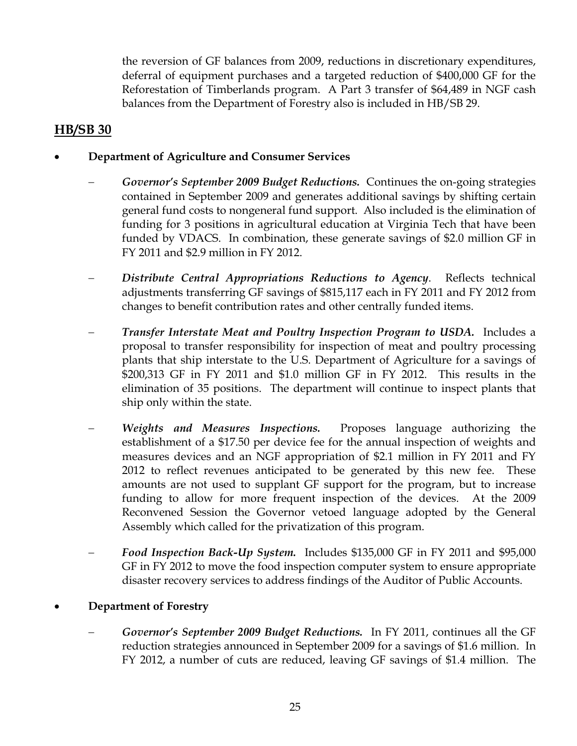the reversion of GF balances from 2009, reductions in discretionary expenditures, deferral of equipment purchases and a targeted reduction of $400,000 GF for the Reforestation of Timberlands program. A Part 3 transfer of $64,489 in NGF cash balances from the Department of Forestry also is included in HB/SB 29.

## HB/SB 30

- **Department of Agriculture and Consumer Services**

  – ***Governor's September 2009 Budget Reductions.*** Continues the on-going strategies contained in September 2009 and generates additional savings by shifting certain general fund costs to nongeneral fund support. Also included is the elimination of funding for 3 positions in agricultural education at Virginia Tech that have been funded by VDACS. In combination, these generate savings of $2.0 million GF in FY 2011 and $2.9 million in FY 2012.

  – ***Distribute Central Appropriations Reductions to Agency***. Reflects technical adjustments transferring GF savings of $815,117 each in FY 2011 and FY 2012 from changes to benefit contribution rates and other centrally funded items.

  – ***Transfer Interstate Meat and Poultry Inspection Program to USDA.*** Includes a proposal to transfer responsibility for inspection of meat and poultry processing plants that ship interstate to the U.S. Department of Agriculture for a savings of $200,313 GF in FY 2011 and $1.0 million GF in FY 2012. This results in the elimination of 35 positions. The department will continue to inspect plants that ship only within the state.

  – ***Weights and Measures Inspections.*** Proposes language authorizing the establishment of a $17.50 per device fee for the annual inspection of weights and measures devices and an NGF appropriation of $2.1 million in FY 2011 and FY 2012 to reflect revenues anticipated to be generated by this new fee. These amounts are not used to supplant GF support for the program, but to increase funding to allow for more frequent inspection of the devices. At the 2009 Reconvened Session the Governor vetoed language adopted by the General Assembly which called for the privatization of this program.

  – ***Food Inspection Back-Up System.*** Includes $135,000 GF in FY 2011 and $95,000 GF in FY 2012 to move the food inspection computer system to ensure appropriate disaster recovery services to address findings of the Auditor of Public Accounts.

- **Department of Forestry**

  – ***Governor's September 2009 Budget Reductions.*** In FY 2011, continues all the GF reduction strategies announced in September 2009 for a savings of $1.6 million. In FY 2012, a number of cuts are reduced, leaving GF savings of $1.4 million. The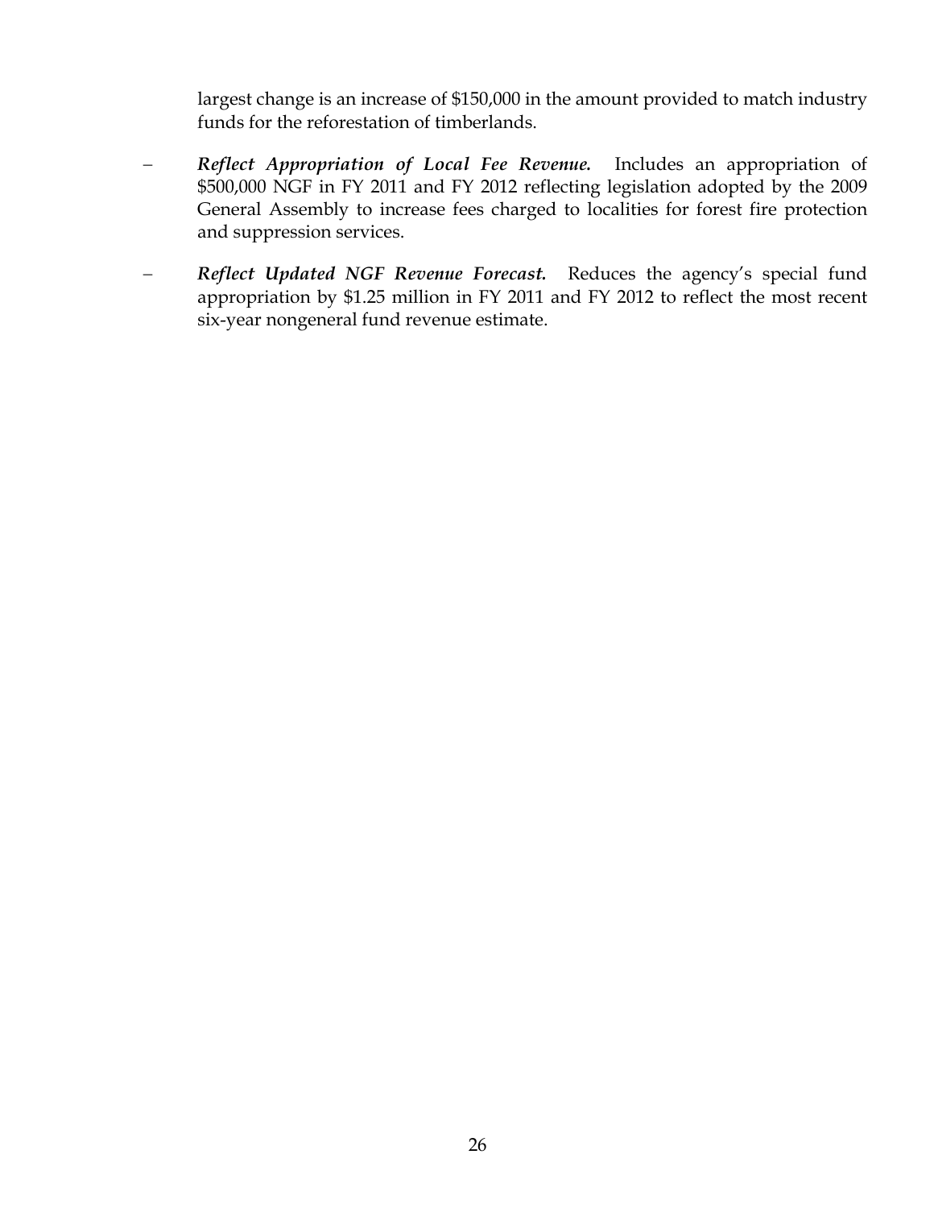largest change is an increase of $150,000 in the amount provided to match industry funds for the reforestation of timberlands.

- ***Reflect Appropriation of Local Fee Revenue.*** Includes an appropriation of $500,000 NGF in FY 2011 and FY 2012 reflecting legislation adopted by the 2009 General Assembly to increase fees charged to localities for forest fire protection and suppression services.

- ***Reflect Updated NGF Revenue Forecast.*** Reduces the agency's special fund appropriation by $1.25 million in FY 2011 and FY 2012 to reflect the most recent six-year nongeneral fund revenue estimate.